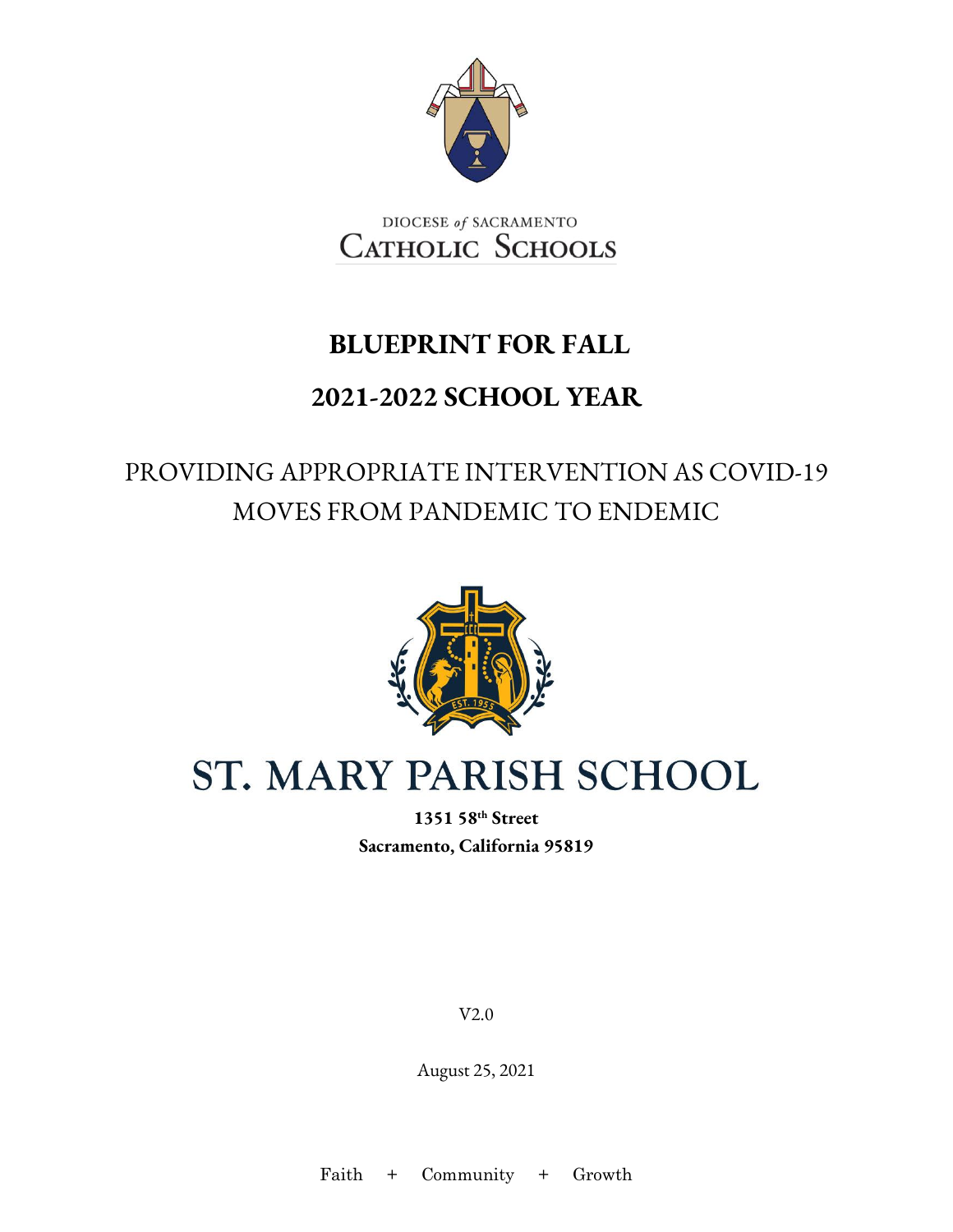DIOCESE *of* SACRAMENTO
CATHOLIC SCHOOLS

# BLUEPRINT FOR FALL

# 2021-2022 SCHOOL YEAR

## PROVIDING APPROPRIATE INTERVENTION AS COVID-19 MOVES FROM PANDEMIC TO ENDEMIC

# ST. MARY PARISH SCHOOL

**1351 58th Street**
**Sacramento, California 95819**

V2.0

August 25, 2021

Faith + Community + Growth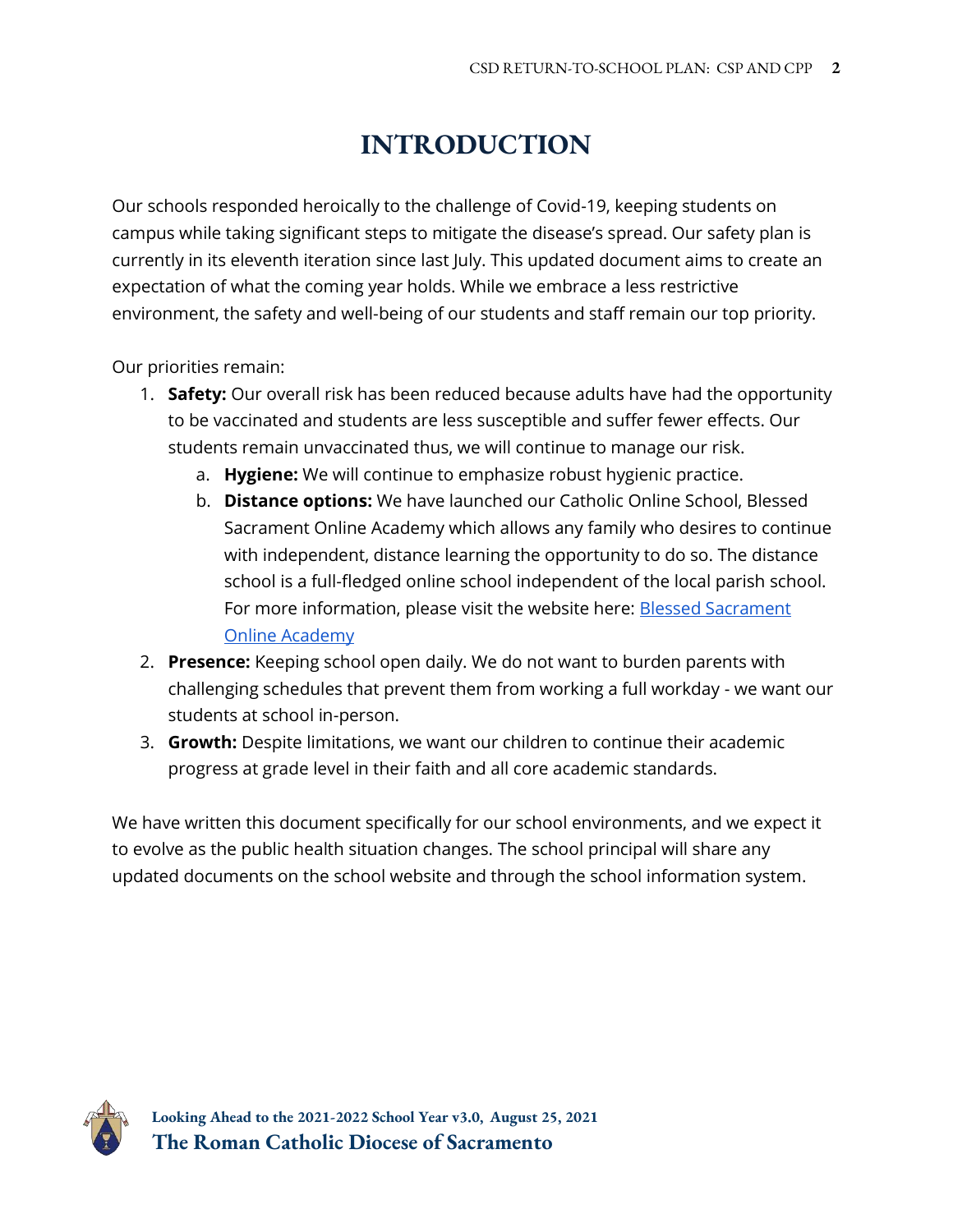# INTRODUCTION

Our schools responded heroically to the challenge of Covid-19, keeping students on campus while taking significant steps to mitigate the disease's spread. Our safety plan is currently in its eleventh iteration since last July. This updated document aims to create an expectation of what the coming year holds. While we embrace a less restrictive environment, the safety and well-being of our students and staff remain our top priority.

Our priorities remain:

1. **Safety:** Our overall risk has been reduced because adults have had the opportunity to be vaccinated and students are less susceptible and suffer fewer effects. Our students remain unvaccinated thus, we will continue to manage our risk.
   a. **Hygiene:** We will continue to emphasize robust hygienic practice.
   b. **Distance options:** We have launched our Catholic Online School, Blessed Sacrament Online Academy which allows any family who desires to continue with independent, distance learning the opportunity to do so. The distance school is a full-fledged online school independent of the local parish school. For more information, please visit the website here: [Blessed Sacrament Online Academy]()
2. **Presence:** Keeping school open daily. We do not want to burden parents with challenging schedules that prevent them from working a full workday - we want our students at school in-person.
3. **Growth:** Despite limitations, we want our children to continue their academic progress at grade level in their faith and all core academic standards.

We have written this document specifically for our school environments, and we expect it to evolve as the public health situation changes. The school principal will share any updated documents on the school website and through the school information system.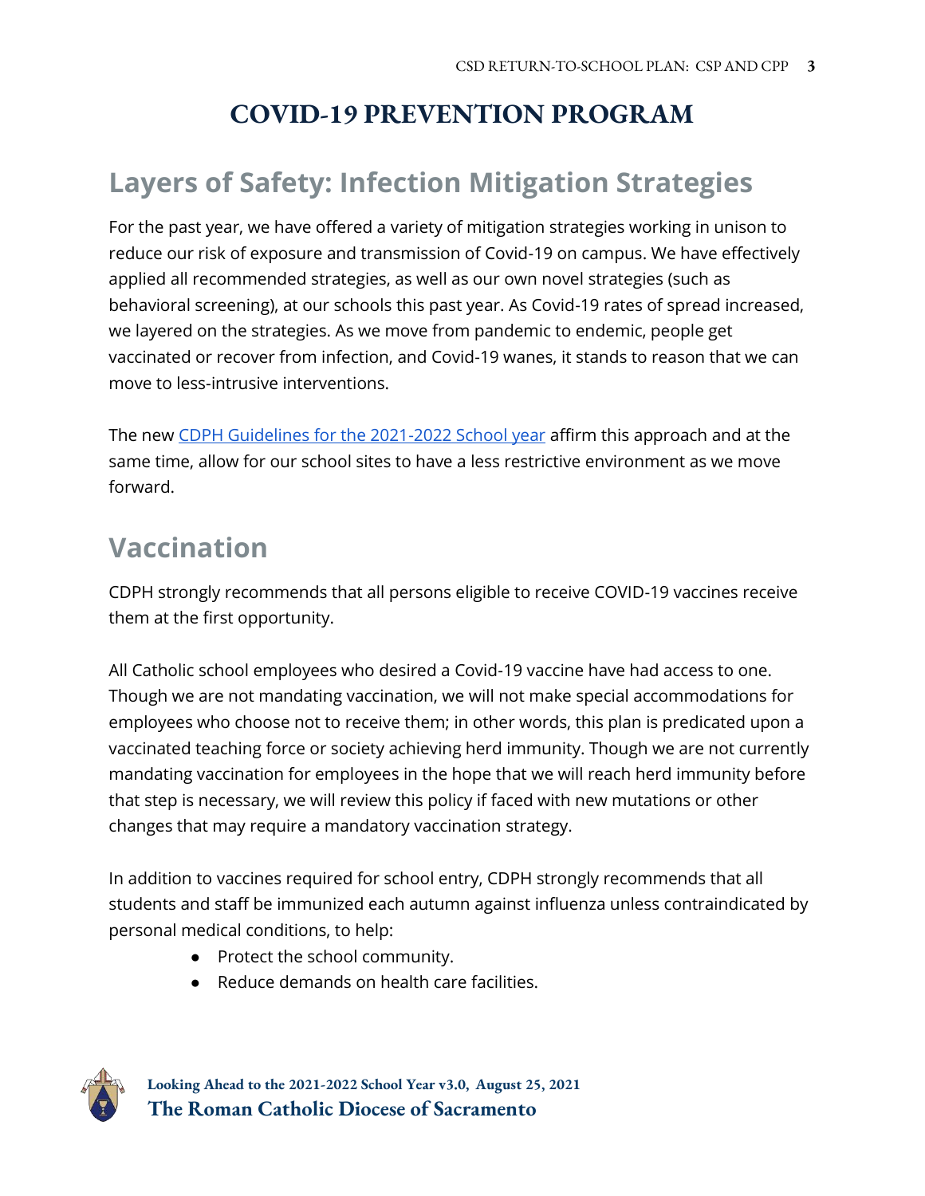# COVID-19 PREVENTION PROGRAM

## Layers of Safety: Infection Mitigation Strategies

For the past year, we have offered a variety of mitigation strategies working in unison to reduce our risk of exposure and transmission of Covid-19 on campus. We have effectively applied all recommended strategies, as well as our own novel strategies (such as behavioral screening), at our schools this past year. As Covid-19 rates of spread increased, we layered on the strategies. As we move from pandemic to endemic, people get vaccinated or recover from infection, and Covid-19 wanes, it stands to reason that we can move to less-intrusive interventions.

The new [CDPH Guidelines for the 2021-2022 School year](#) affirm this approach and at the same time, allow for our school sites to have a less restrictive environment as we move forward.

## Vaccination

CDPH strongly recommends that all persons eligible to receive COVID-19 vaccines receive them at the first opportunity.

All Catholic school employees who desired a Covid-19 vaccine have had access to one. Though we are not mandating vaccination, we will not make special accommodations for employees who choose not to receive them; in other words, this plan is predicated upon a vaccinated teaching force or society achieving herd immunity. Though we are not currently mandating vaccination for employees in the hope that we will reach herd immunity before that step is necessary, we will review this policy if faced with new mutations or other changes that may require a mandatory vaccination strategy.

In addition to vaccines required for school entry, CDPH strongly recommends that all students and staff be immunized each autumn against influenza unless contraindicated by personal medical conditions, to help:

- Protect the school community.
- Reduce demands on health care facilities.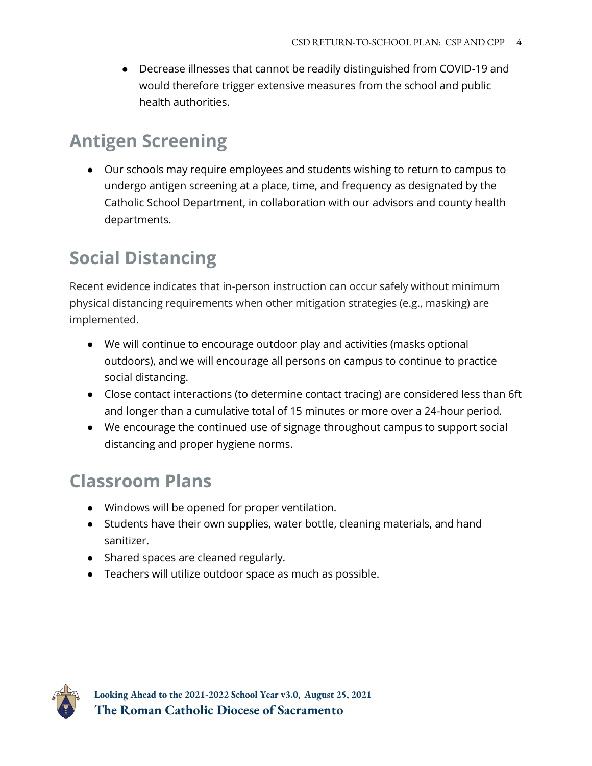- Decrease illnesses that cannot be readily distinguished from COVID-19 and would therefore trigger extensive measures from the school and public health authorities.

## Antigen Screening

- Our schools may require employees and students wishing to return to campus to undergo antigen screening at a place, time, and frequency as designated by the Catholic School Department, in collaboration with our advisors and county health departments.

## Social Distancing

Recent evidence indicates that in-person instruction can occur safely without minimum physical distancing requirements when other mitigation strategies (e.g., masking) are implemented.

- We will continue to encourage outdoor play and activities (masks optional outdoors), and we will encourage all persons on campus to continue to practice social distancing.
- Close contact interactions (to determine contact tracing) are considered less than 6ft and longer than a cumulative total of 15 minutes or more over a 24-hour period.
- We encourage the continued use of signage throughout campus to support social distancing and proper hygiene norms.

## Classroom Plans

- Windows will be opened for proper ventilation.
- Students have their own supplies, water bottle, cleaning materials, and hand sanitizer.
- Shared spaces are cleaned regularly.
- Teachers will utilize outdoor space as much as possible.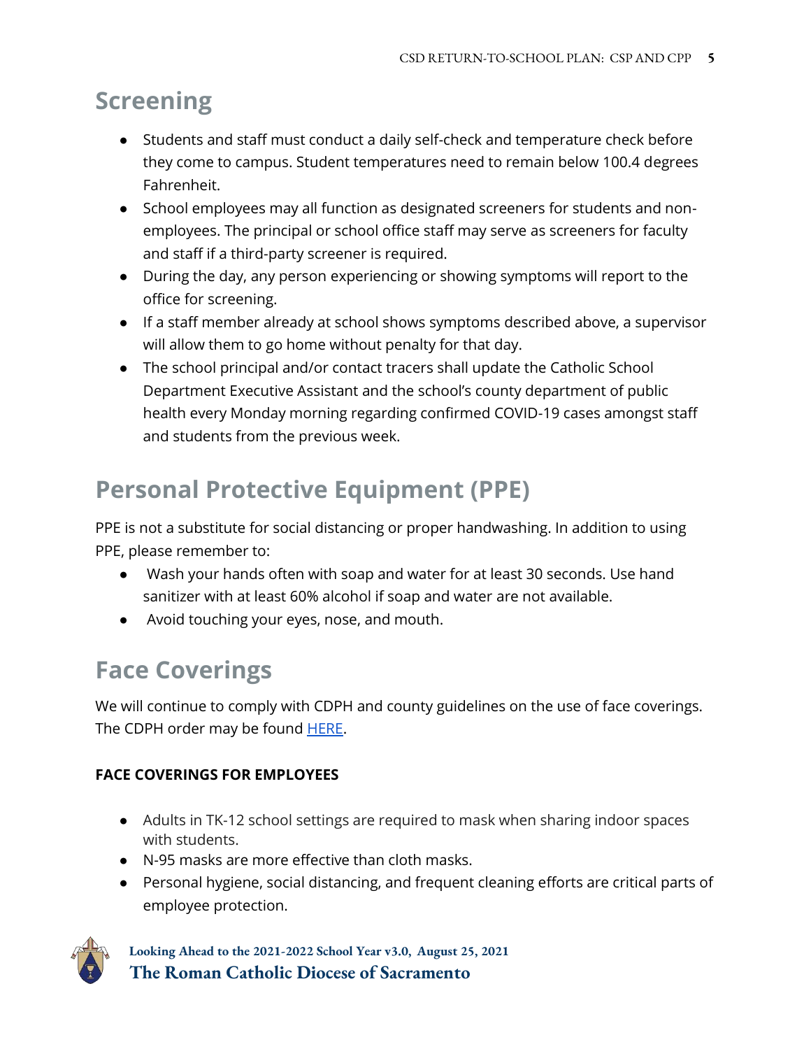## Screening

- Students and staff must conduct a daily self-check and temperature check before they come to campus. Student temperatures need to remain below 100.4 degrees Fahrenheit.
- School employees may all function as designated screeners for students and non-employees. The principal or school office staff may serve as screeners for faculty and staff if a third-party screener is required.
- During the day, any person experiencing or showing symptoms will report to the office for screening.
- If a staff member already at school shows symptoms described above, a supervisor will allow them to go home without penalty for that day.
- The school principal and/or contact tracers shall update the Catholic School Department Executive Assistant and the school's county department of public health every Monday morning regarding confirmed COVID-19 cases amongst staff and students from the previous week.

## Personal Protective Equipment (PPE)

PPE is not a substitute for social distancing or proper handwashing. In addition to using PPE, please remember to:

- Wash your hands often with soap and water for at least 30 seconds. Use hand sanitizer with at least 60% alcohol if soap and water are not available.
- Avoid touching your eyes, nose, and mouth.

## Face Coverings

We will continue to comply with CDPH and county guidelines on the use of face coverings. The CDPH order may be found HERE.

**FACE COVERINGS FOR EMPLOYEES**

- Adults in TK-12 school settings are required to mask when sharing indoor spaces with students.
- N-95 masks are more effective than cloth masks.
- Personal hygiene, social distancing, and frequent cleaning efforts are critical parts of employee protection.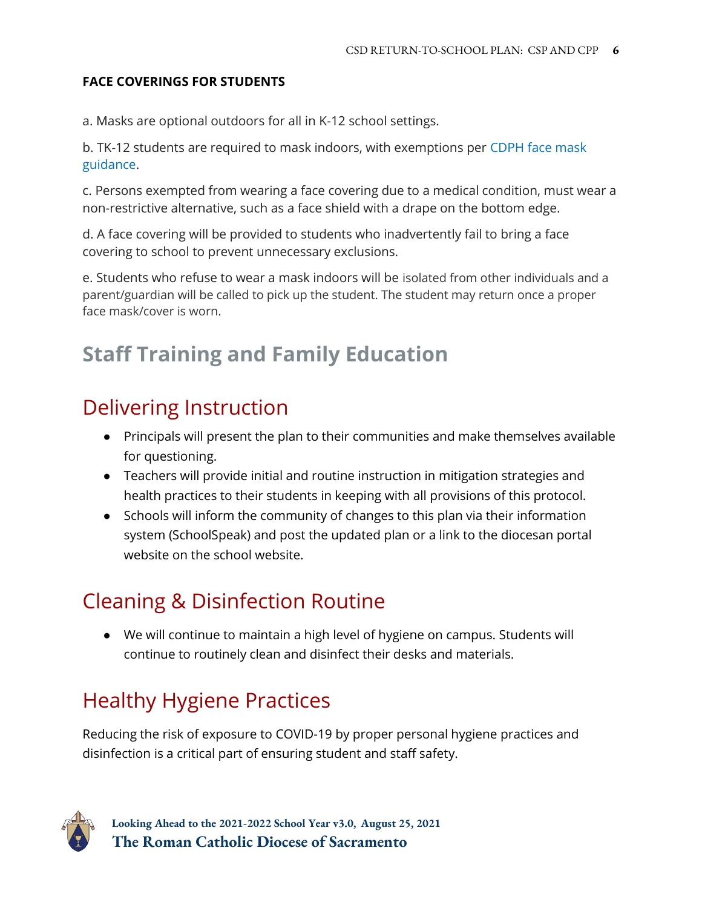**FACE COVERINGS FOR STUDENTS**

a. Masks are optional outdoors for all in K-12 school settings.

b. TK-12 students are required to mask indoors, with exemptions per CDPH face mask guidance.

c. Persons exempted from wearing a face covering due to a medical condition, must wear a non-restrictive alternative, such as a face shield with a drape on the bottom edge.

d. A face covering will be provided to students who inadvertently fail to bring a face covering to school to prevent unnecessary exclusions.

e. Students who refuse to wear a mask indoors will be isolated from other individuals and a parent/guardian will be called to pick up the student. The student may return once a proper face mask/cover is worn.

# Staff Training and Family Education

## Delivering Instruction

- Principals will present the plan to their communities and make themselves available for questioning.
- Teachers will provide initial and routine instruction in mitigation strategies and health practices to their students in keeping with all provisions of this protocol.
- Schools will inform the community of changes to this plan via their information system (SchoolSpeak) and post the updated plan or a link to the diocesan portal website on the school website.

## Cleaning & Disinfection Routine

- We will continue to maintain a high level of hygiene on campus. Students will continue to routinely clean and disinfect their desks and materials.

## Healthy Hygiene Practices

Reducing the risk of exposure to COVID-19 by proper personal hygiene practices and disinfection is a critical part of ensuring student and staff safety.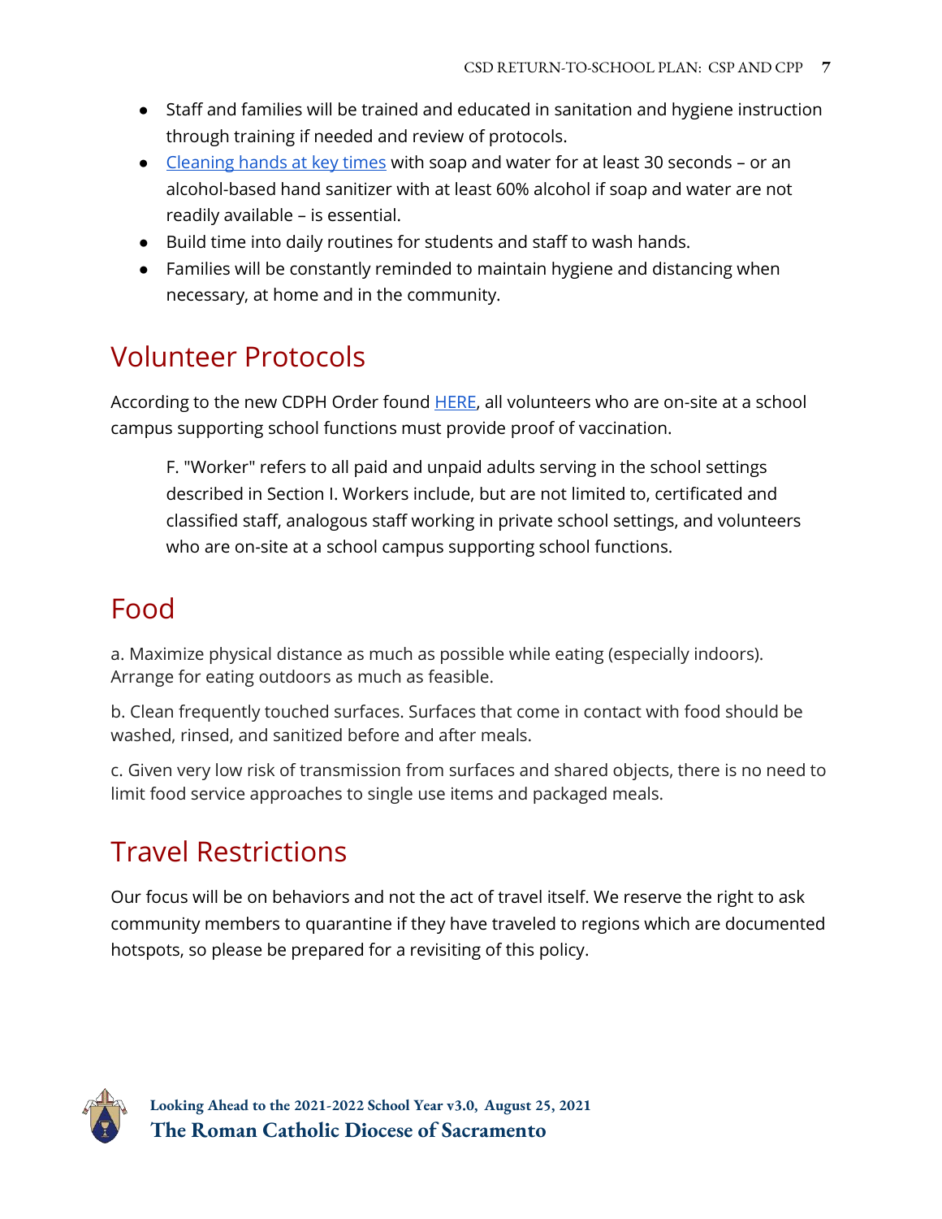- Staff and families will be trained and educated in sanitation and hygiene instruction through training if needed and review of protocols.
- [Cleaning hands at key times]() with soap and water for at least 30 seconds – or an alcohol-based hand sanitizer with at least 60% alcohol if soap and water are not readily available – is essential.
- Build time into daily routines for students and staff to wash hands.
- Families will be constantly reminded to maintain hygiene and distancing when necessary, at home and in the community.

## Volunteer Protocols

According to the new CDPH Order found [HERE](), all volunteers who are on-site at a school campus supporting school functions must provide proof of vaccination.

> F. "Worker" refers to all paid and unpaid adults serving in the school settings described in Section I. Workers include, but are not limited to, certificated and classified staff, analogous staff working in private school settings, and volunteers who are on-site at a school campus supporting school functions.

## Food

a. Maximize physical distance as much as possible while eating (especially indoors). Arrange for eating outdoors as much as feasible.

b. Clean frequently touched surfaces. Surfaces that come in contact with food should be washed, rinsed, and sanitized before and after meals.

c. Given very low risk of transmission from surfaces and shared objects, there is no need to limit food service approaches to single use items and packaged meals.

## Travel Restrictions

Our focus will be on behaviors and not the act of travel itself. We reserve the right to ask community members to quarantine if they have traveled to regions which are documented hotspots, so please be prepared for a revisiting of this policy.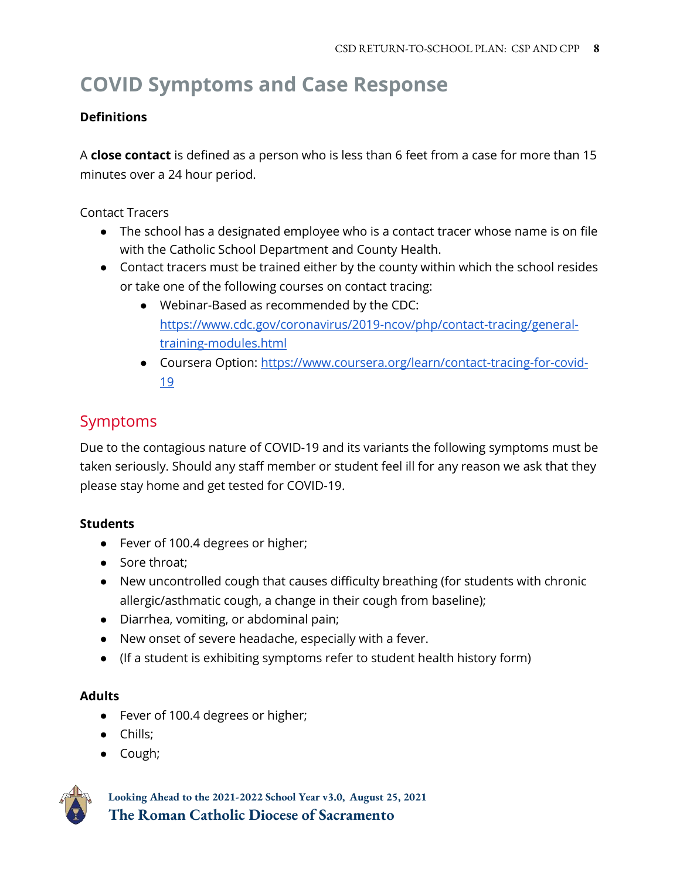# COVID Symptoms and Case Response

**Definitions**

A **close contact** is defined as a person who is less than 6 feet from a case for more than 15 minutes over a 24 hour period.

Contact Tracers

- The school has a designated employee who is a contact tracer whose name is on file with the Catholic School Department and County Health.
- Contact tracers must be trained either by the county within which the school resides or take one of the following courses on contact tracing:
  - Webinar-Based as recommended by the CDC: [https://www.cdc.gov/coronavirus/2019-ncov/php/contact-tracing/general-training-modules.html](https://www.cdc.gov/coronavirus/2019-ncov/php/contact-tracing/general-training-modules.html)
  - Coursera Option: [https://www.coursera.org/learn/contact-tracing-for-covid-19](https://www.coursera.org/learn/contact-tracing-for-covid-19)

## Symptoms

Due to the contagious nature of COVID-19 and its variants the following symptoms must be taken seriously. Should any staff member or student feel ill for any reason we ask that they please stay home and get tested for COVID-19.

**Students**

- Fever of 100.4 degrees or higher;
- Sore throat;
- New uncontrolled cough that causes difficulty breathing (for students with chronic allergic/asthmatic cough, a change in their cough from baseline);
- Diarrhea, vomiting, or abdominal pain;
- New onset of severe headache, especially with a fever.
- (If a student is exhibiting symptoms refer to student health history form)

**Adults**

- Fever of 100.4 degrees or higher;
- Chills;
- Cough;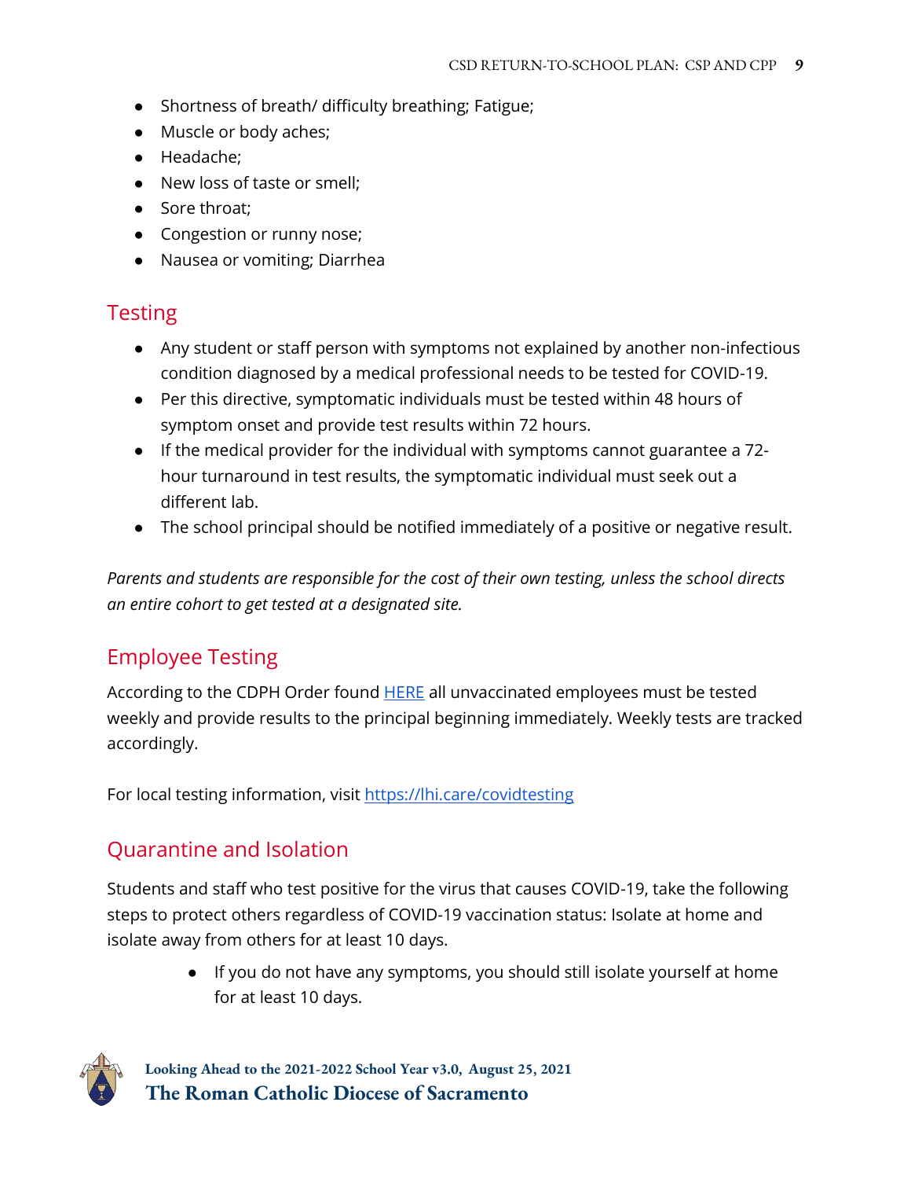- Shortness of breath/ difficulty breathing; Fatigue;
- Muscle or body aches;
- Headache;
- New loss of taste or smell;
- Sore throat;
- Congestion or runny nose;
- Nausea or vomiting; Diarrhea

## Testing

- Any student or staff person with symptoms not explained by another non-infectious condition diagnosed by a medical professional needs to be tested for COVID-19.
- Per this directive, symptomatic individuals must be tested within 48 hours of symptom onset and provide test results within 72 hours.
- If the medical provider for the individual with symptoms cannot guarantee a 72-hour turnaround in test results, the symptomatic individual must seek out a different lab.
- The school principal should be notified immediately of a positive or negative result.

*Parents and students are responsible for the cost of their own testing, unless the school directs an entire cohort to get tested at a designated site.*

## Employee Testing

According to the CDPH Order found [HERE] all unvaccinated employees must be tested weekly and provide results to the principal beginning immediately. Weekly tests are tracked accordingly.

For local testing information, visit https://lhi.care/covidtesting

## Quarantine and Isolation

Students and staff who test positive for the virus that causes COVID-19, take the following steps to protect others regardless of COVID-19 vaccination status: Isolate at home and isolate away from others for at least 10 days.

- If you do not have any symptoms, you should still isolate yourself at home for at least 10 days.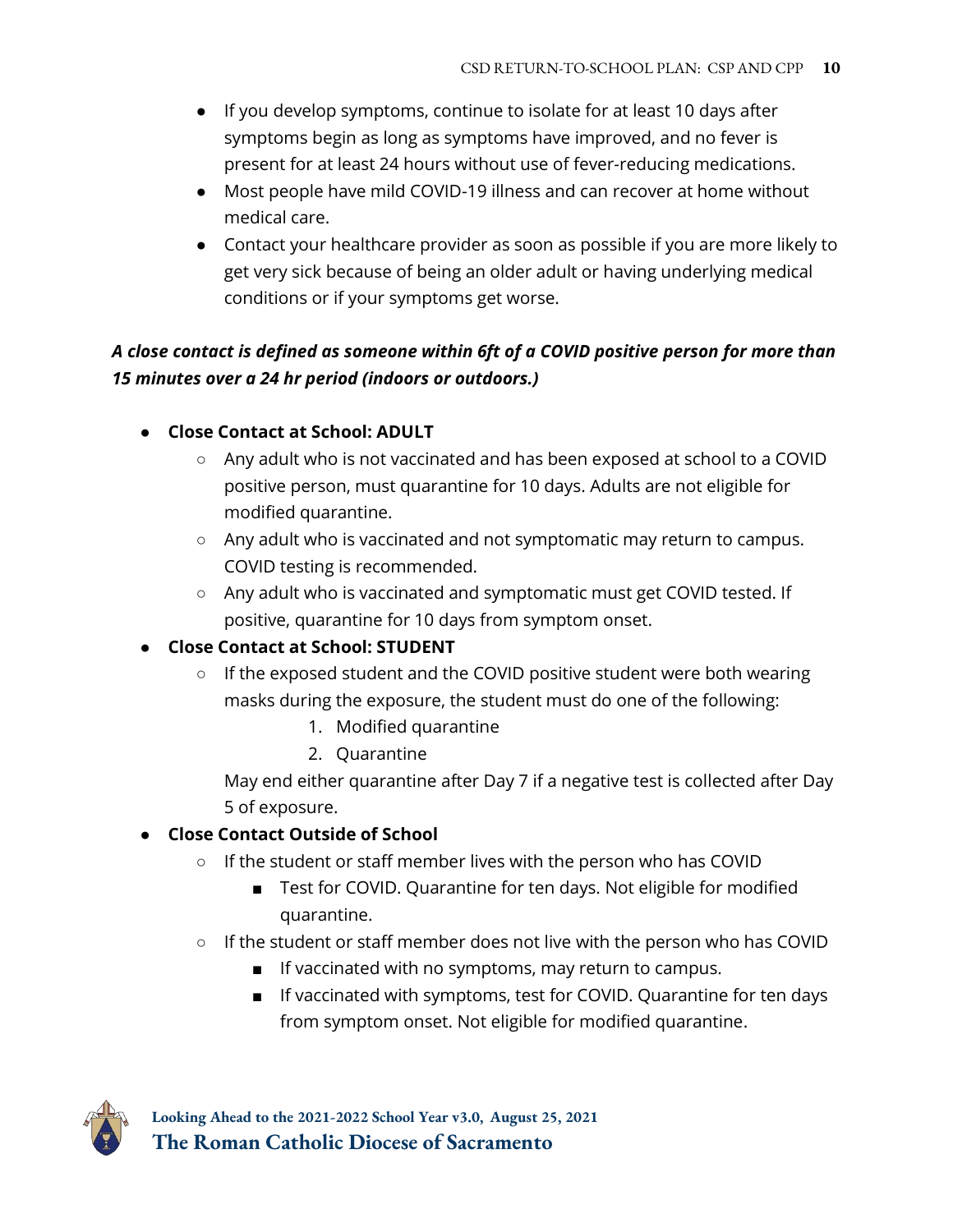- If you develop symptoms, continue to isolate for at least 10 days after symptoms begin as long as symptoms have improved, and no fever is present for at least 24 hours without use of fever-reducing medications.
- Most people have mild COVID-19 illness and can recover at home without medical care.
- Contact your healthcare provider as soon as possible if you are more likely to get very sick because of being an older adult or having underlying medical conditions or if your symptoms get worse.

***A close contact is defined as someone within 6ft of a COVID positive person for more than 15 minutes over a 24 hr period (indoors or outdoors.)***

- **Close Contact at School: ADULT**
    - Any adult who is not vaccinated and has been exposed at school to a COVID positive person, must quarantine for 10 days. Adults are not eligible for modified quarantine.
    - Any adult who is vaccinated and not symptomatic may return to campus. COVID testing is recommended.
    - Any adult who is vaccinated and symptomatic must get COVID tested. If positive, quarantine for 10 days from symptom onset.
- **Close Contact at School: STUDENT**
    - If the exposed student and the COVID positive student were both wearing masks during the exposure, the student must do one of the following:
        1. Modified quarantine
        2. Quarantine

      May end either quarantine after Day 7 if a negative test is collected after Day 5 of exposure.
- **Close Contact Outside of School**
    - If the student or staff member lives with the person who has COVID
        - Test for COVID. Quarantine for ten days. Not eligible for modified quarantine.
    - If the student or staff member does not live with the person who has COVID
        - If vaccinated with no symptoms, may return to campus.
        - If vaccinated with symptoms, test for COVID. Quarantine for ten days from symptom onset. Not eligible for modified quarantine.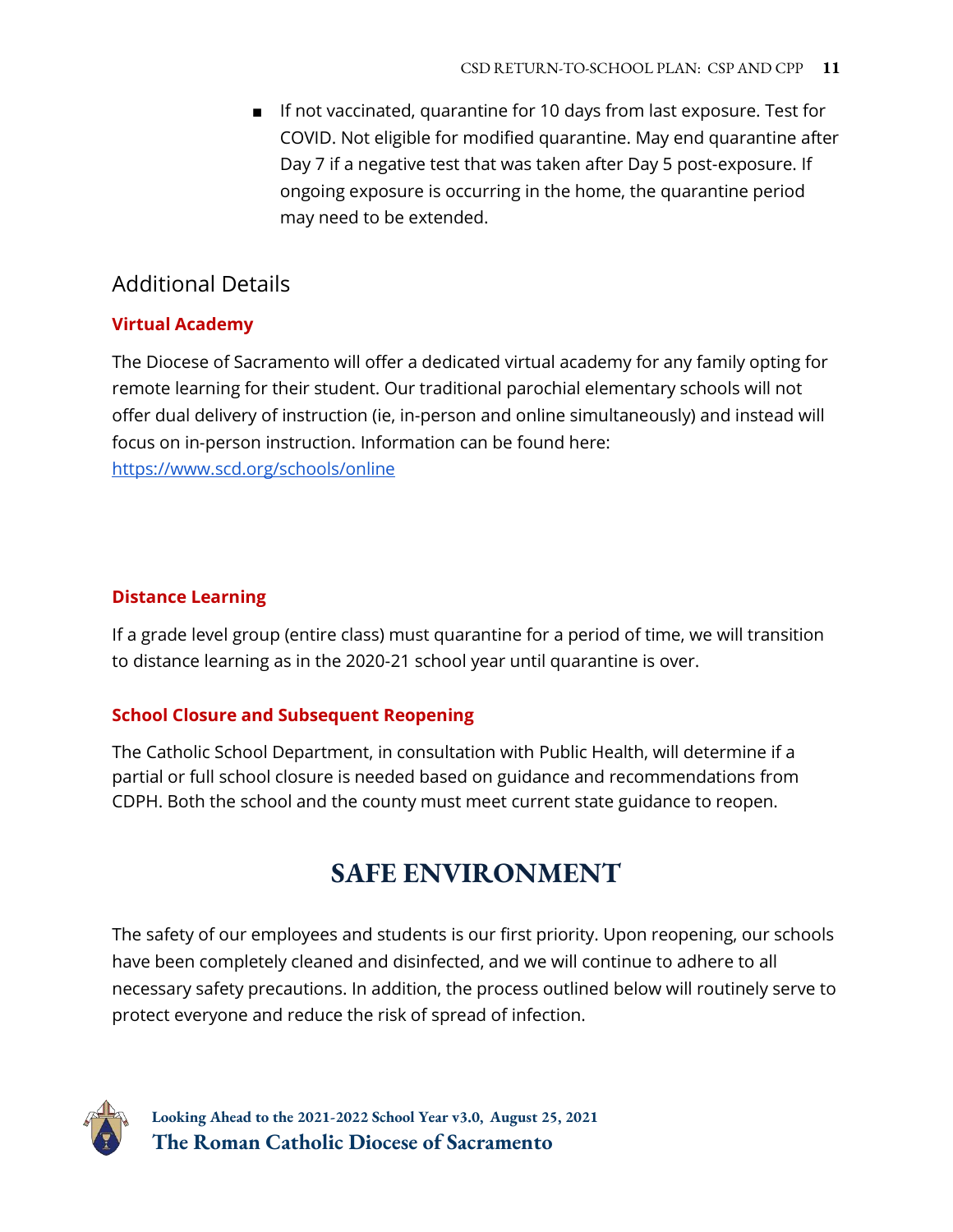- If not vaccinated, quarantine for 10 days from last exposure. Test for COVID. Not eligible for modified quarantine. May end quarantine after Day 7 if a negative test that was taken after Day 5 post-exposure. If ongoing exposure is occurring in the home, the quarantine period may need to be extended.

## Additional Details

### Virtual Academy

The Diocese of Sacramento will offer a dedicated virtual academy for any family opting for remote learning for their student. Our traditional parochial elementary schools will not offer dual delivery of instruction (ie, in-person and online simultaneously) and instead will focus on in-person instruction. Information can be found here: [https://www.scd.org/schools/online](https://www.scd.org/schools/online)

### Distance Learning

If a grade level group (entire class) must quarantine for a period of time, we will transition to distance learning as in the 2020-21 school year until quarantine is over.

### School Closure and Subsequent Reopening

The Catholic School Department, in consultation with Public Health, will determine if a partial or full school closure is needed based on guidance and recommendations from CDPH. Both the school and the county must meet current state guidance to reopen.

# SAFE ENVIRONMENT

The safety of our employees and students is our first priority. Upon reopening, our schools have been completely cleaned and disinfected, and we will continue to adhere to all necessary safety precautions. In addition, the process outlined below will routinely serve to protect everyone and reduce the risk of spread of infection.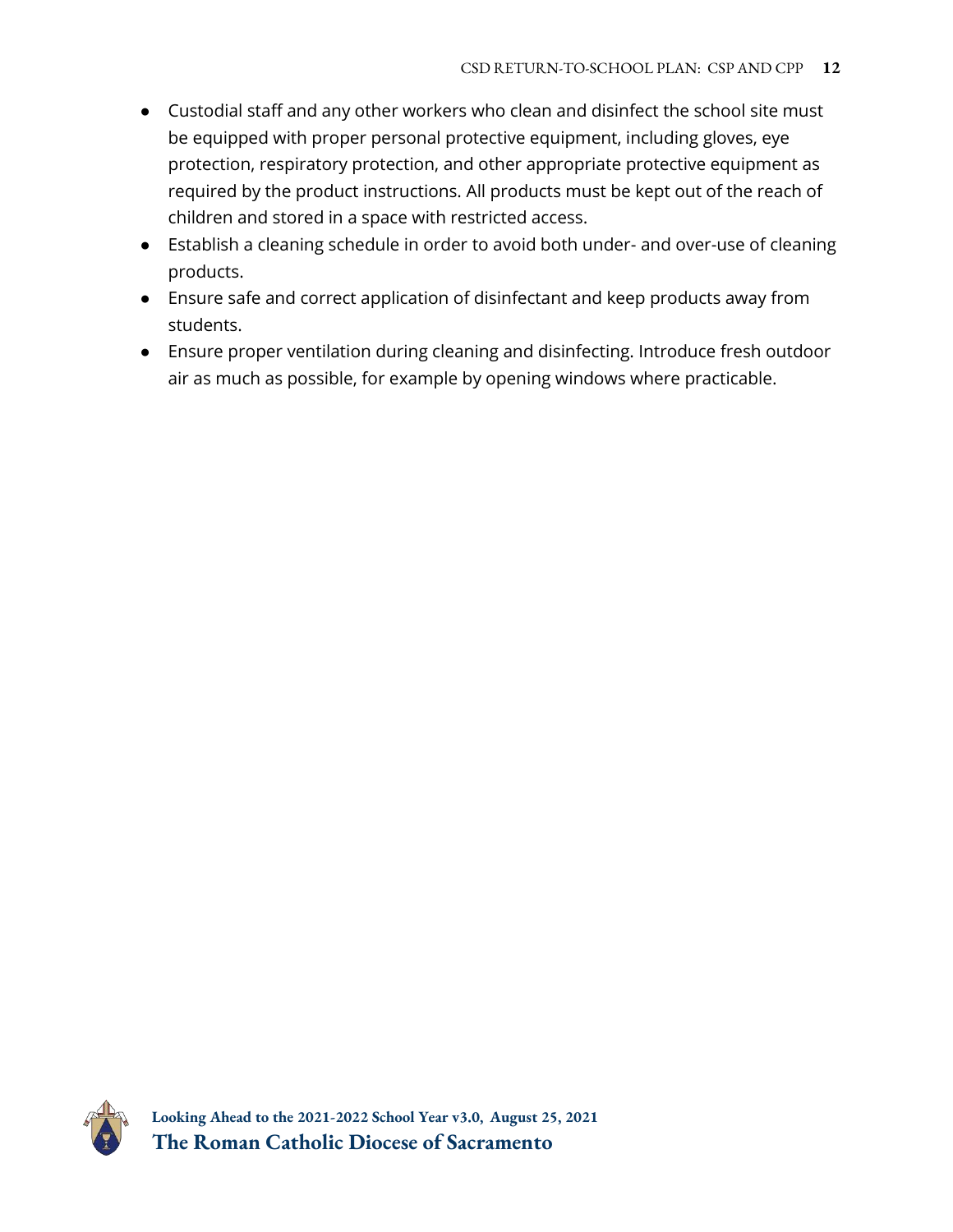- Custodial staff and any other workers who clean and disinfect the school site must be equipped with proper personal protective equipment, including gloves, eye protection, respiratory protection, and other appropriate protective equipment as required by the product instructions. All products must be kept out of the reach of children and stored in a space with restricted access.
- Establish a cleaning schedule in order to avoid both under- and over-use of cleaning products.
- Ensure safe and correct application of disinfectant and keep products away from students.
- Ensure proper ventilation during cleaning and disinfecting. Introduce fresh outdoor air as much as possible, for example by opening windows where practicable.